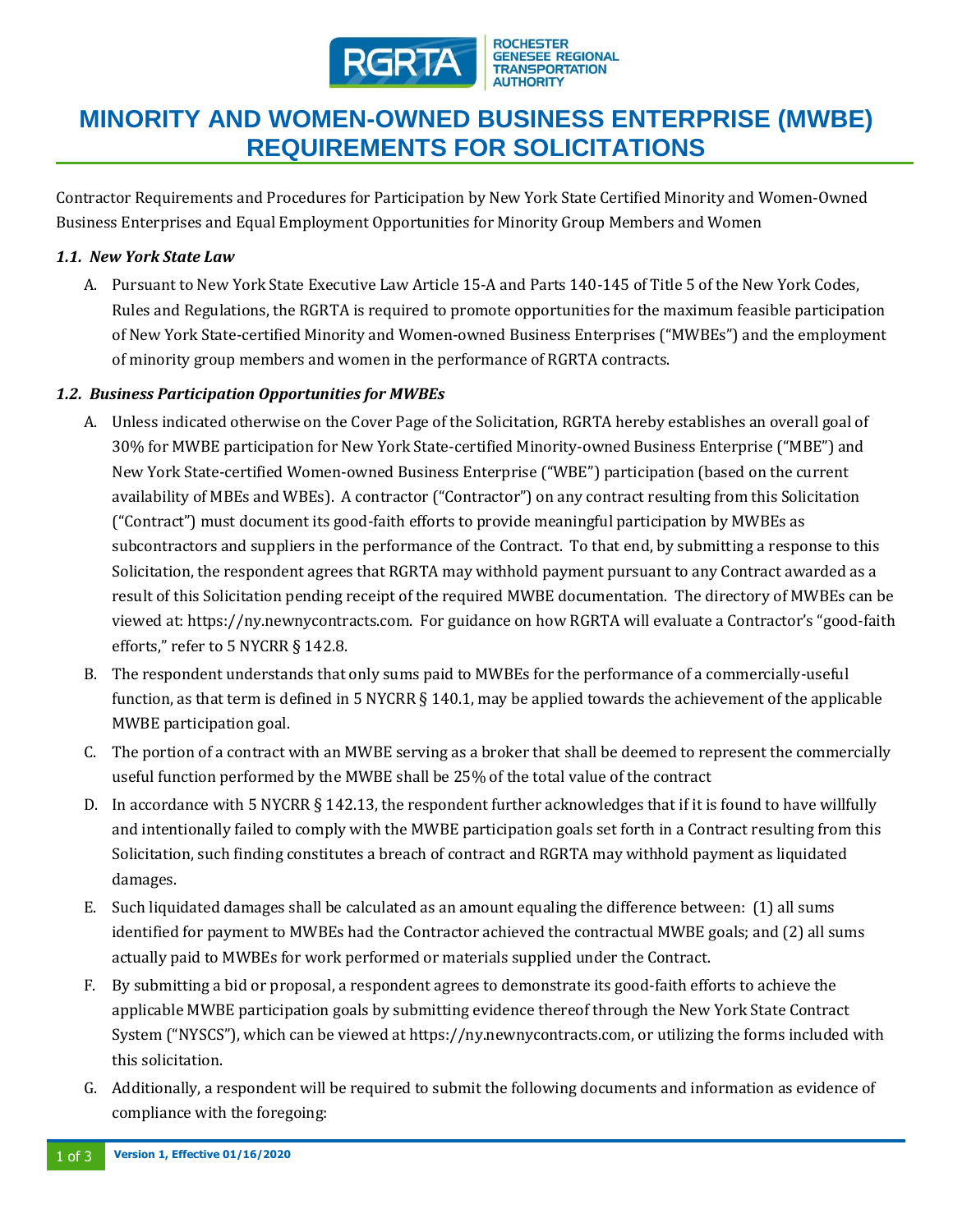# MINORITY AND WOMEN-OWNED BUSINESS ENTERPRISE (MWBE) REQUIREMENTS FOR SOLICITATIONS

Contractor Requirements and Procedures for Participation by New York State Certified Minority and Women-Owned Business Enterprises and Equal Employment Opportunities for Minority Group Members and Women

### *1.1. New York State Law*

A. Pursuant to New York State Executive Law Article 15-A and Parts 140-145 of Title 5 of the New York Codes, Rules and Regulations, the RGRTA is required to promote opportunities for the maximum feasible participation of New York State-certified Minority and Women-owned Business Enterprises ("MWBEs") and the employment of minority group members and women in the performance of RGRTA contracts.

### *1.2. Business Participation Opportunities for MWBEs*

A. Unless indicated otherwise on the Cover Page of the Solicitation, RGRTA hereby establishes an overall goal of 30% for MWBE participation for New York State-certified Minority-owned Business Enterprise ("MBE") and New York State-certified Women-owned Business Enterprise ("WBE") participation (based on the current availability of MBEs and WBEs). A contractor ("Contractor") on any contract resulting from this Solicitation ("Contract") must document its good-faith efforts to provide meaningful participation by MWBEs as subcontractors and suppliers in the performance of the Contract. To that end, by submitting a response to this Solicitation, the respondent agrees that RGRTA may withhold payment pursuant to any Contract awarded as a result of this Solicitation pending receipt of the required MWBE documentation. The directory of MWBEs can be viewed at: https://ny.newnycontracts.com. For guidance on how RGRTA will evaluate a Contractor's "good-faith efforts," refer to 5 NYCRR § 142.8.

B. The respondent understands that only sums paid to MWBEs for the performance of a commercially-useful function, as that term is defined in 5 NYCRR § 140.1, may be applied towards the achievement of the applicable MWBE participation goal.

C. The portion of a contract with an MWBE serving as a broker that shall be deemed to represent the commercially useful function performed by the MWBE shall be 25% of the total value of the contract

D. In accordance with 5 NYCRR § 142.13, the respondent further acknowledges that if it is found to have willfully and intentionally failed to comply with the MWBE participation goals set forth in a Contract resulting from this Solicitation, such finding constitutes a breach of contract and RGRTA may withhold payment as liquidated damages.

E. Such liquidated damages shall be calculated as an amount equaling the difference between: (1) all sums identified for payment to MWBEs had the Contractor achieved the contractual MWBE goals; and (2) all sums actually paid to MWBEs for work performed or materials supplied under the Contract.

F. By submitting a bid or proposal, a respondent agrees to demonstrate its good-faith efforts to achieve the applicable MWBE participation goals by submitting evidence thereof through the New York State Contract System ("NYSCS"), which can be viewed at https://ny.newnycontracts.com, or utilizing the forms included with this solicitation.

G. Additionally, a respondent will be required to submit the following documents and information as evidence of compliance with the foregoing: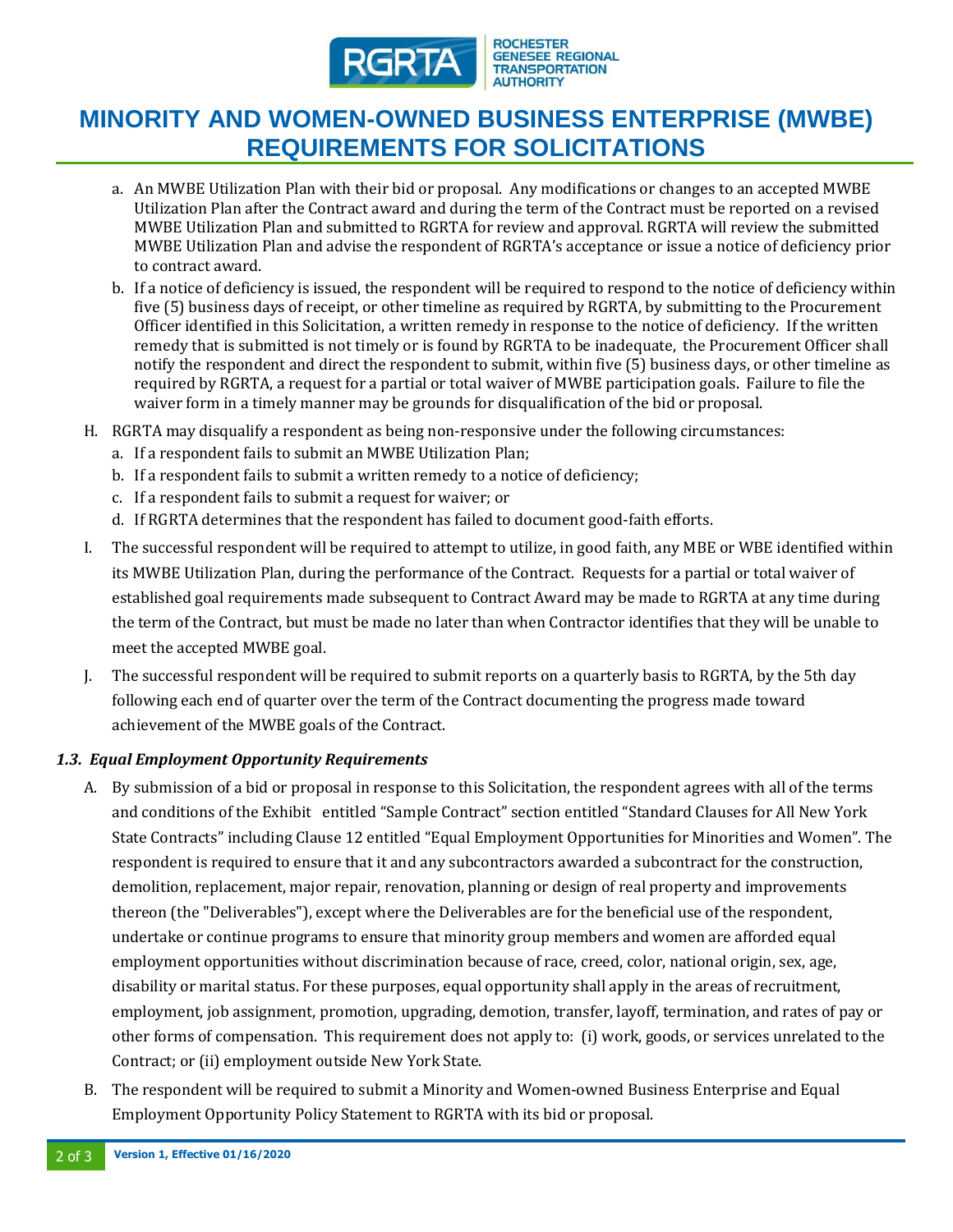# MINORITY AND WOMEN-OWNED BUSINESS ENTERPRISE (MWBE) REQUIREMENTS FOR SOLICITATIONS

   a. An MWBE Utilization Plan with their bid or proposal. Any modifications or changes to an accepted MWBE Utilization Plan after the Contract award and during the term of the Contract must be reported on a revised MWBE Utilization Plan and submitted to RGRTA for review and approval. RGRTA will review the submitted MWBE Utilization Plan and advise the respondent of RGRTA's acceptance or issue a notice of deficiency prior to contract award.
   b. If a notice of deficiency is issued, the respondent will be required to respond to the notice of deficiency within five (5) business days of receipt, or other timeline as required by RGRTA, by submitting to the Procurement Officer identified in this Solicitation, a written remedy in response to the notice of deficiency. If the written remedy that is submitted is not timely or is found by RGRTA to be inadequate, the Procurement Officer shall notify the respondent and direct the respondent to submit, within five (5) business days, or other timeline as required by RGRTA, a request for a partial or total waiver of MWBE participation goals. Failure to file the waiver form in a timely manner may be grounds for disqualification of the bid or proposal.

H. RGRTA may disqualify a respondent as being non-responsive under the following circumstances:
   a. If a respondent fails to submit an MWBE Utilization Plan;
   b. If a respondent fails to submit a written remedy to a notice of deficiency;
   c. If a respondent fails to submit a request for waiver; or
   d. If RGRTA determines that the respondent has failed to document good-faith efforts.

I. The successful respondent will be required to attempt to utilize, in good faith, any MBE or WBE identified within its MWBE Utilization Plan, during the performance of the Contract. Requests for a partial or total waiver of established goal requirements made subsequent to Contract Award may be made to RGRTA at any time during the term of the Contract, but must be made no later than when Contractor identifies that they will be unable to meet the accepted MWBE goal.

J. The successful respondent will be required to submit reports on a quarterly basis to RGRTA, by the 5th day following each end of quarter over the term of the Contract documenting the progress made toward achievement of the MWBE goals of the Contract.

### *1.3. Equal Employment Opportunity Requirements*

A. By submission of a bid or proposal in response to this Solicitation, the respondent agrees with all of the terms and conditions of the Exhibit entitled "Sample Contract" section entitled "Standard Clauses for All New York State Contracts" including Clause 12 entitled "Equal Employment Opportunities for Minorities and Women". The respondent is required to ensure that it and any subcontractors awarded a subcontract for the construction, demolition, replacement, major repair, renovation, planning or design of real property and improvements thereon (the "Deliverables"), except where the Deliverables are for the beneficial use of the respondent, undertake or continue programs to ensure that minority group members and women are afforded equal employment opportunities without discrimination because of race, creed, color, national origin, sex, age, disability or marital status. For these purposes, equal opportunity shall apply in the areas of recruitment, employment, job assignment, promotion, upgrading, demotion, transfer, layoff, termination, and rates of pay or other forms of compensation. This requirement does not apply to: (i) work, goods, or services unrelated to the Contract; or (ii) employment outside New York State.

B. The respondent will be required to submit a Minority and Women-owned Business Enterprise and Equal Employment Opportunity Policy Statement to RGRTA with its bid or proposal.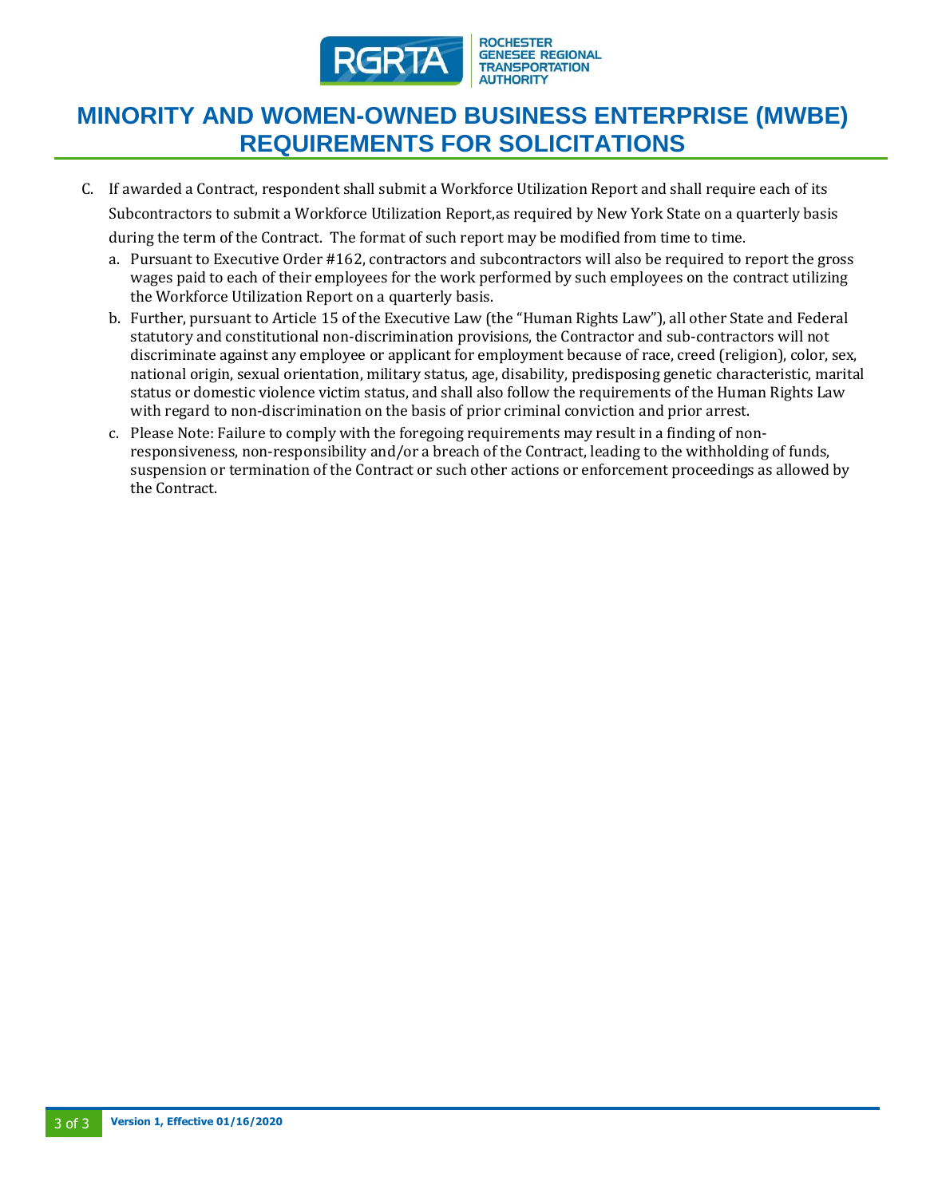# MINORITY AND WOMEN-OWNED BUSINESS ENTERPRISE (MWBE) REQUIREMENTS FOR SOLICITATIONS

C. If awarded a Contract, respondent shall submit a Workforce Utilization Report and shall require each of its Subcontractors to submit a Workforce Utilization Report,as required by New York State on a quarterly basis during the term of the Contract. The format of such report may be modified from time to time.

   a. Pursuant to Executive Order #162, contractors and subcontractors will also be required to report the gross wages paid to each of their employees for the work performed by such employees on the contract utilizing the Workforce Utilization Report on a quarterly basis.

   b. Further, pursuant to Article 15 of the Executive Law (the "Human Rights Law"), all other State and Federal statutory and constitutional non-discrimination provisions, the Contractor and sub-contractors will not discriminate against any employee or applicant for employment because of race, creed (religion), color, sex, national origin, sexual orientation, military status, age, disability, predisposing genetic characteristic, marital status or domestic violence victim status, and shall also follow the requirements of the Human Rights Law with regard to non-discrimination on the basis of prior criminal conviction and prior arrest.

   c. Please Note: Failure to comply with the foregoing requirements may result in a finding of non-responsiveness, non-responsibility and/or a breach of the Contract, leading to the withholding of funds, suspension or termination of the Contract or such other actions or enforcement proceedings as allowed by the Contract.